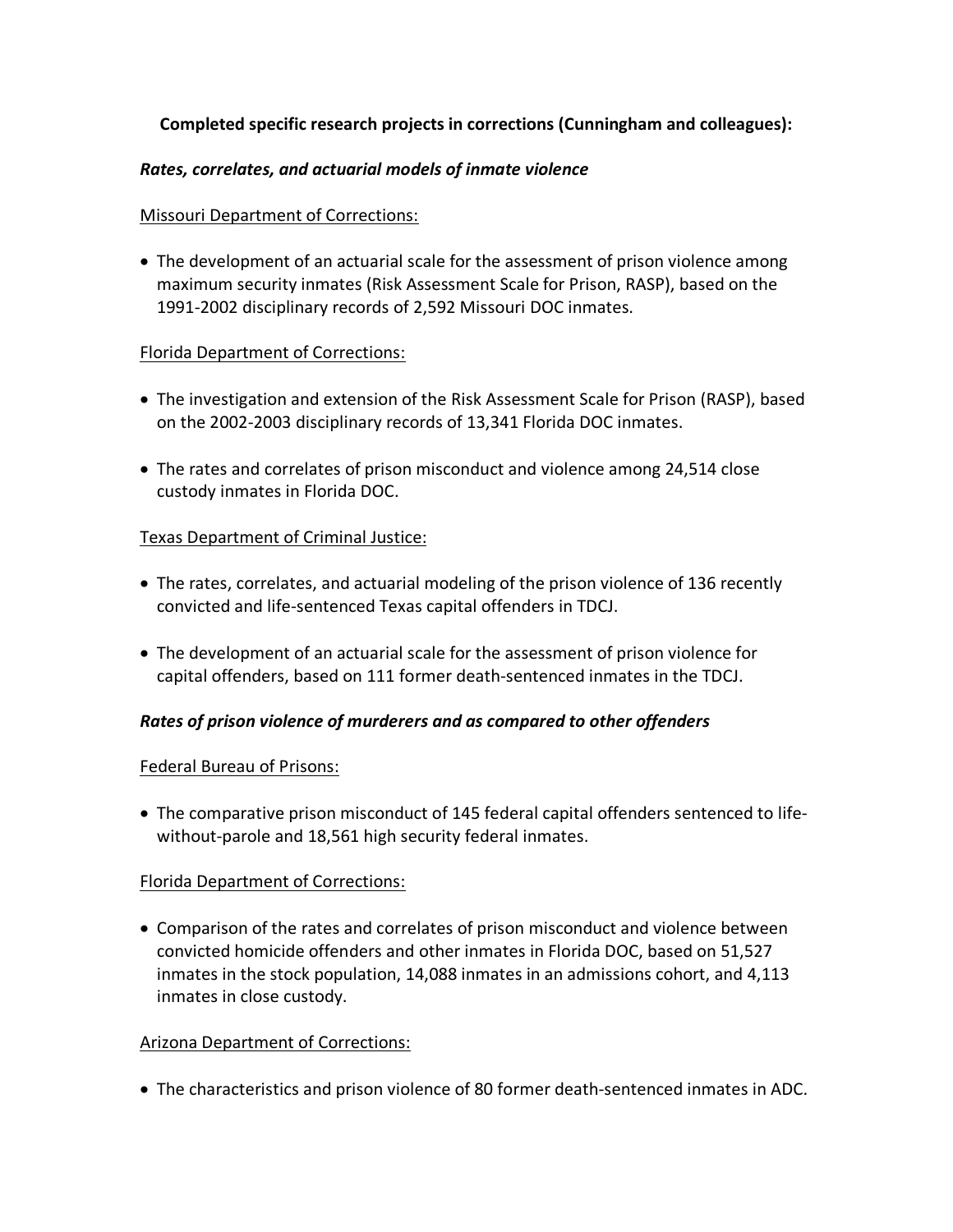**Completed specific research projects in corrections (Cunningham and colleagues):**

***Rates, correlates, and actuarial models of inmate violence***

Missouri Department of Corrections:

- The development of an actuarial scale for the assessment of prison violence among maximum security inmates (Risk Assessment Scale for Prison, RASP), based on the 1991-2002 disciplinary records of 2,592 Missouri DOC inmates.

Florida Department of Corrections:

- The investigation and extension of the Risk Assessment Scale for Prison (RASP), based on the 2002-2003 disciplinary records of 13,341 Florida DOC inmates.
- The rates and correlates of prison misconduct and violence among 24,514 close custody inmates in Florida DOC.

Texas Department of Criminal Justice:

- The rates, correlates, and actuarial modeling of the prison violence of 136 recently convicted and life-sentenced Texas capital offenders in TDCJ.
- The development of an actuarial scale for the assessment of prison violence for capital offenders, based on 111 former death-sentenced inmates in the TDCJ.

***Rates of prison violence of murderers and as compared to other offenders***

Federal Bureau of Prisons:

- The comparative prison misconduct of 145 federal capital offenders sentenced to life-without-parole and 18,561 high security federal inmates.

Florida Department of Corrections:

- Comparison of the rates and correlates of prison misconduct and violence between convicted homicide offenders and other inmates in Florida DOC, based on 51,527 inmates in the stock population, 14,088 inmates in an admissions cohort, and 4,113 inmates in close custody.

Arizona Department of Corrections:

- The characteristics and prison violence of 80 former death-sentenced inmates in ADC.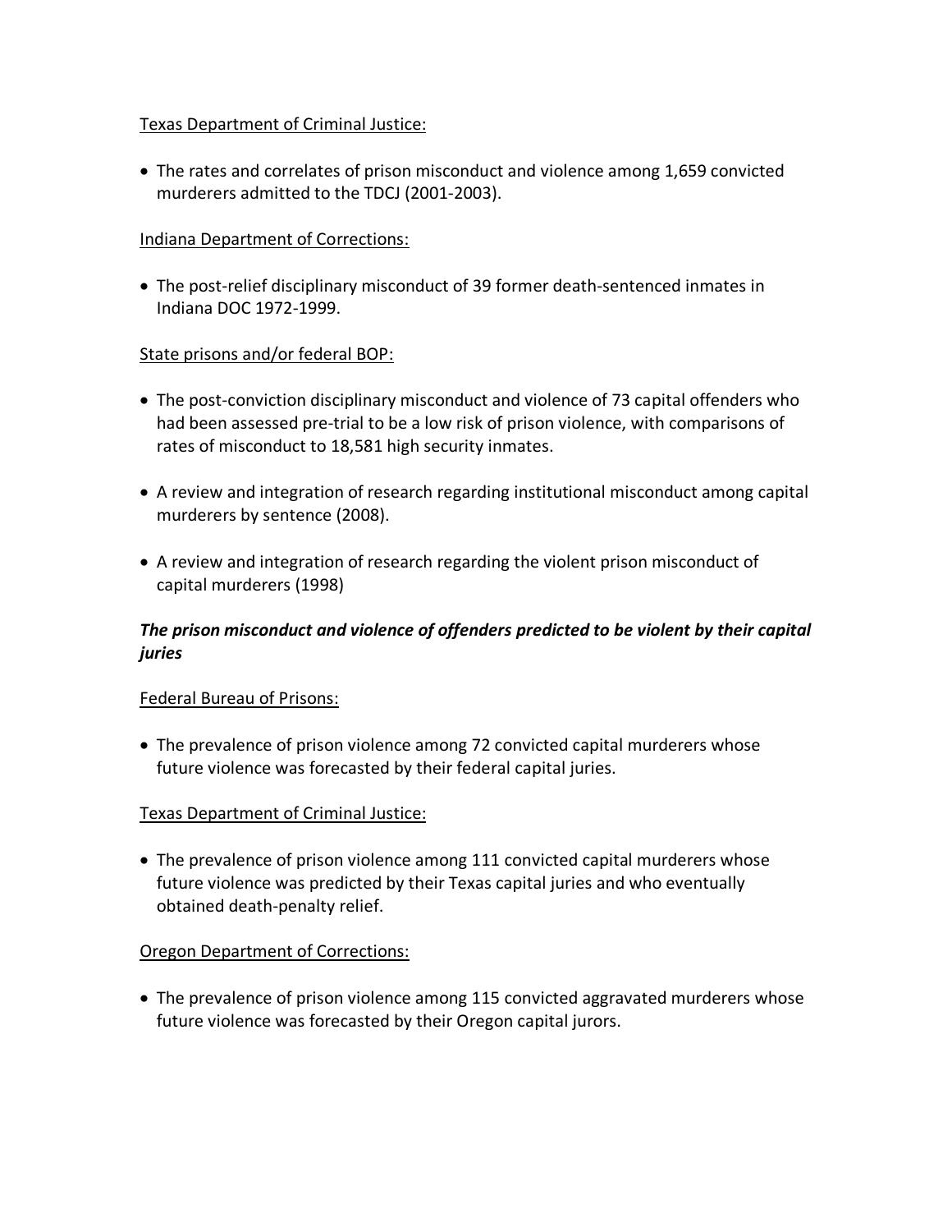Texas Department of Criminal Justice:

- The rates and correlates of prison misconduct and violence among 1,659 convicted murderers admitted to the TDCJ (2001-2003).

Indiana Department of Corrections:

- The post-relief disciplinary misconduct of 39 former death-sentenced inmates in Indiana DOC 1972-1999.

State prisons and/or federal BOP:

- The post-conviction disciplinary misconduct and violence of 73 capital offenders who had been assessed pre-trial to be a low risk of prison violence, with comparisons of rates of misconduct to 18,581 high security inmates.
- A review and integration of research regarding institutional misconduct among capital murderers by sentence (2008).
- A review and integration of research regarding the violent prison misconduct of capital murderers (1998)

***The prison misconduct and violence of offenders predicted to be violent by their capital juries***

Federal Bureau of Prisons:

- The prevalence of prison violence among 72 convicted capital murderers whose future violence was forecasted by their federal capital juries.

Texas Department of Criminal Justice:

- The prevalence of prison violence among 111 convicted capital murderers whose future violence was predicted by their Texas capital juries and who eventually obtained death-penalty relief.

Oregon Department of Corrections:

- The prevalence of prison violence among 115 convicted aggravated murderers whose future violence was forecasted by their Oregon capital jurors.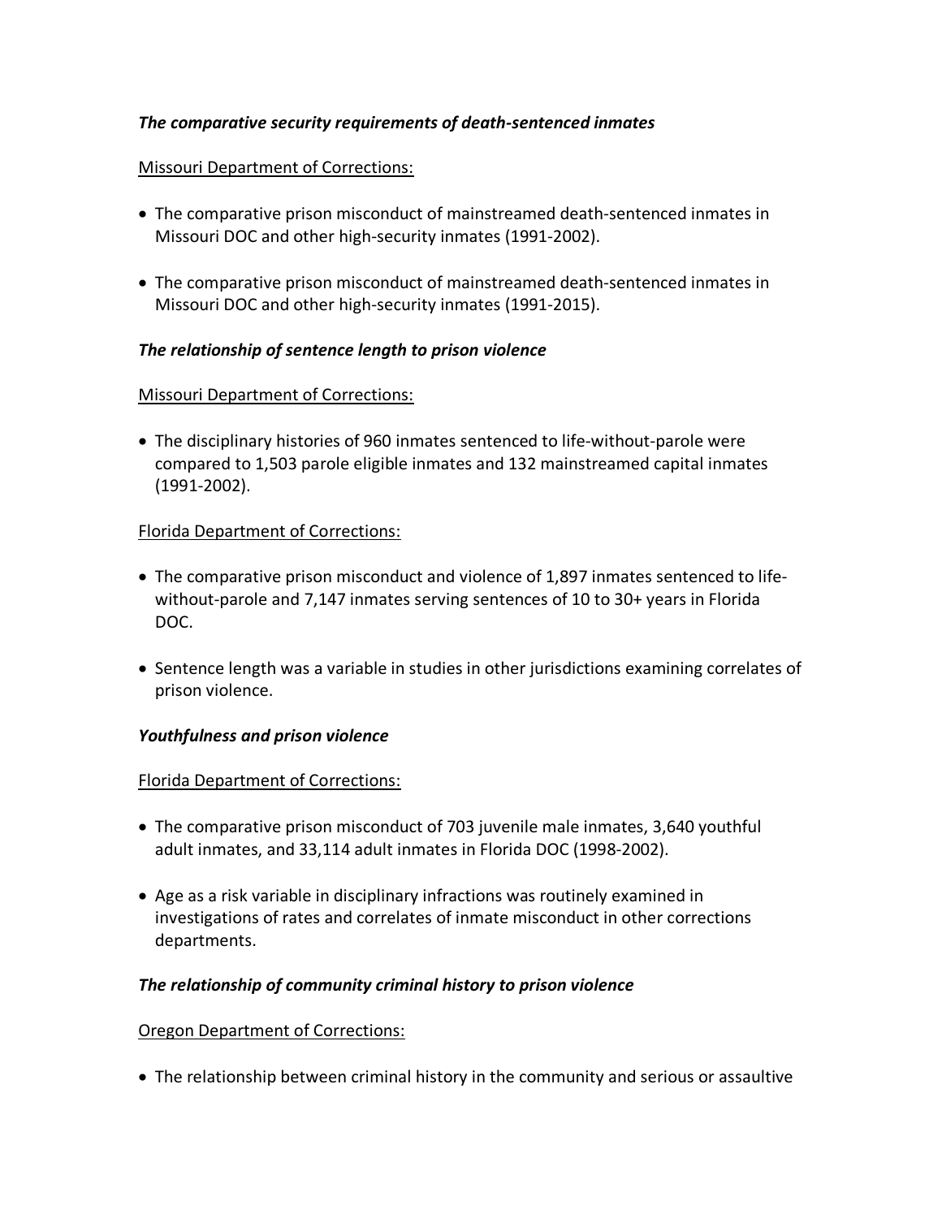***The comparative security requirements of death-sentenced inmates***

Missouri Department of Corrections:

- The comparative prison misconduct of mainstreamed death-sentenced inmates in Missouri DOC and other high-security inmates (1991-2002).
- The comparative prison misconduct of mainstreamed death-sentenced inmates in Missouri DOC and other high-security inmates (1991-2015).

***The relationship of sentence length to prison violence***

Missouri Department of Corrections:

- The disciplinary histories of 960 inmates sentenced to life-without-parole were compared to 1,503 parole eligible inmates and 132 mainstreamed capital inmates (1991-2002).

Florida Department of Corrections:

- The comparative prison misconduct and violence of 1,897 inmates sentenced to life-without-parole and 7,147 inmates serving sentences of 10 to 30+ years in Florida DOC.
- Sentence length was a variable in studies in other jurisdictions examining correlates of prison violence.

***Youthfulness and prison violence***

Florida Department of Corrections:

- The comparative prison misconduct of 703 juvenile male inmates, 3,640 youthful adult inmates, and 33,114 adult inmates in Florida DOC (1998-2002).
- Age as a risk variable in disciplinary infractions was routinely examined in investigations of rates and correlates of inmate misconduct in other corrections departments.

***The relationship of community criminal history to prison violence***

Oregon Department of Corrections:

- The relationship between criminal history in the community and serious or assaultive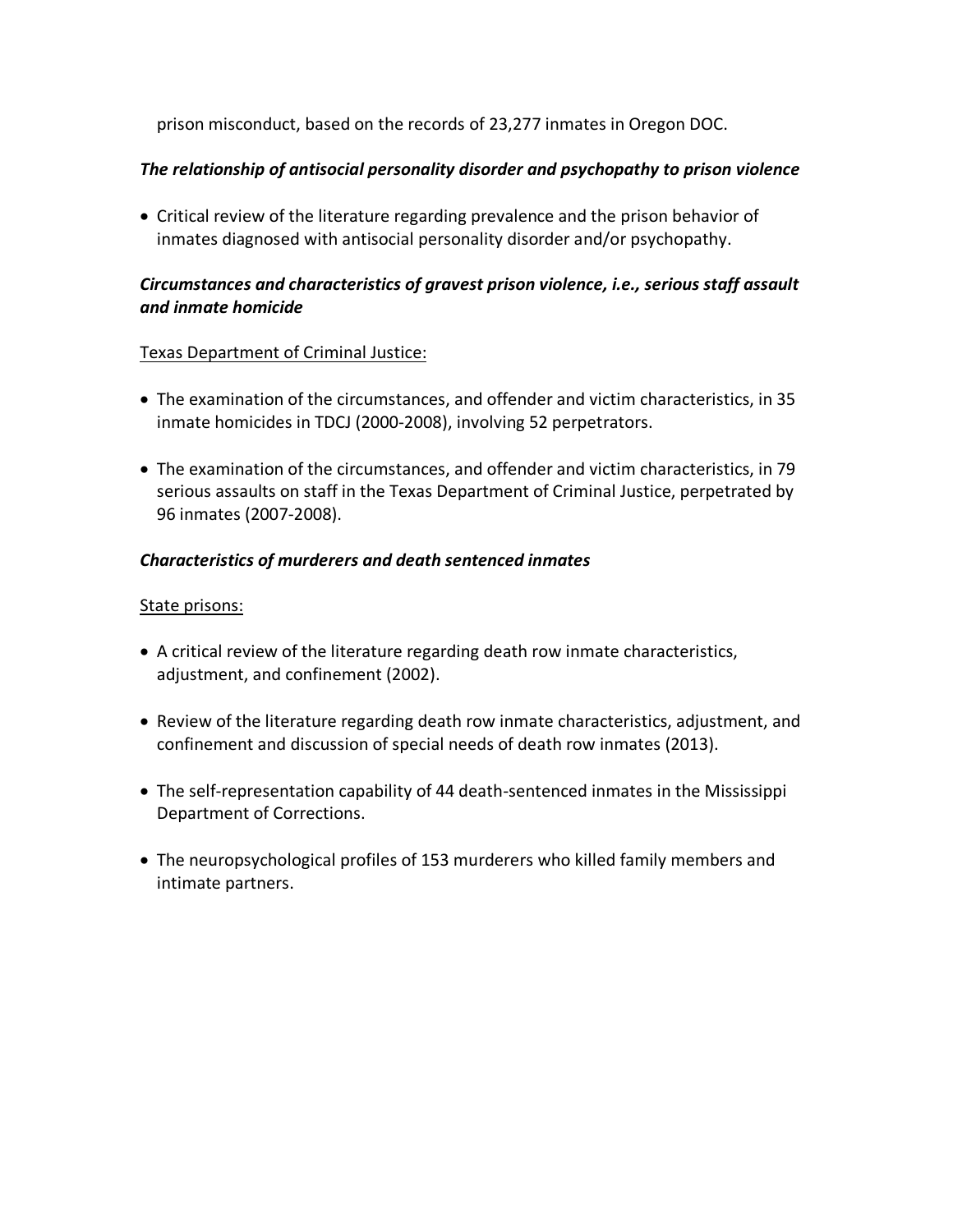prison misconduct, based on the records of 23,277 inmates in Oregon DOC.

***The relationship of antisocial personality disorder and psychopathy to prison violence***

- Critical review of the literature regarding prevalence and the prison behavior of inmates diagnosed with antisocial personality disorder and/or psychopathy.

***Circumstances and characteristics of gravest prison violence, i.e., serious staff assault and inmate homicide***

<u>Texas Department of Criminal Justice:</u>

- The examination of the circumstances, and offender and victim characteristics, in 35 inmate homicides in TDCJ (2000-2008), involving 52 perpetrators.
- The examination of the circumstances, and offender and victim characteristics, in 79 serious assaults on staff in the Texas Department of Criminal Justice, perpetrated by 96 inmates (2007-2008).

***Characteristics of murderers and death sentenced inmates***

<u>State prisons:</u>

- A critical review of the literature regarding death row inmate characteristics, adjustment, and confinement (2002).
- Review of the literature regarding death row inmate characteristics, adjustment, and confinement and discussion of special needs of death row inmates (2013).
- The self-representation capability of 44 death-sentenced inmates in the Mississippi Department of Corrections.
- The neuropsychological profiles of 153 murderers who killed family members and intimate partners.